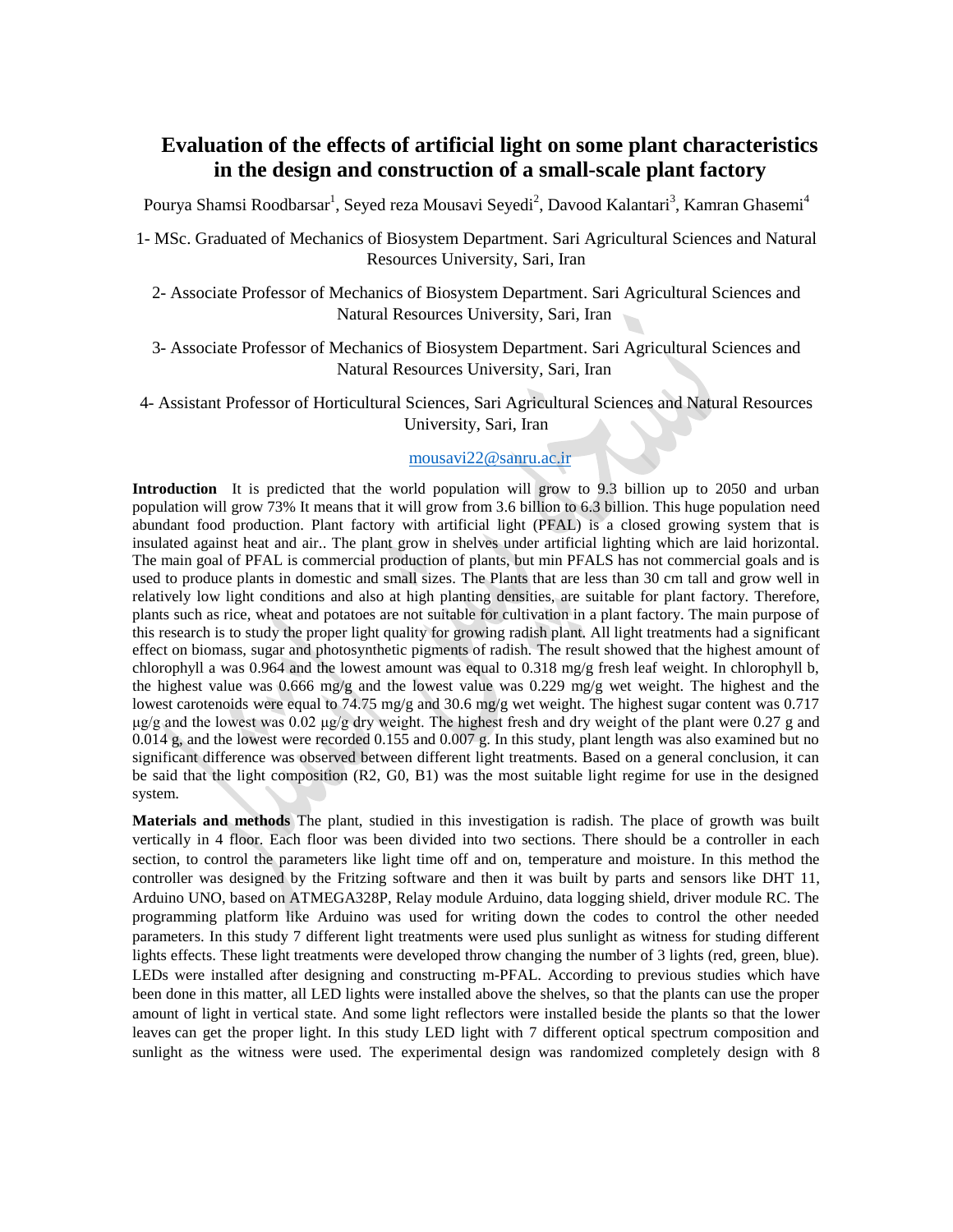# Evaluation of the effects of artificial light on some plant characteristics in the design and construction of a small-scale plant factory

Pourya Shamsi Roodbarsar[1], Seyed reza Mousavi Seyedi[2], Davood Kalantari[3], Kamran Ghasemi[4]

1- MSc. Graduated of Mechanics of Biosystem Department. Sari Agricultural Sciences and Natural Resources University, Sari, Iran

2- Associate Professor of Mechanics of Biosystem Department. Sari Agricultural Sciences and Natural Resources University, Sari, Iran

3- Associate Professor of Mechanics of Biosystem Department. Sari Agricultural Sciences and Natural Resources University, Sari, Iran

4- Assistant Professor of Horticultural Sciences, Sari Agricultural Sciences and Natural Resources University, Sari, Iran

mousavi22@sanru.ac.ir

**Introduction** It is predicted that the world population will grow to 9.3 billion up to 2050 and urban population will grow 73% It means that it will grow from 3.6 billion to 6.3 billion. This huge population need abundant food production. Plant factory with artificial light (PFAL) is a closed growing system that is insulated against heat and air.. The plant grow in shelves under artificial lighting which are laid horizontal. The main goal of PFAL is commercial production of plants, but min PFALS has not commercial goals and is used to produce plants in domestic and small sizes. The Plants that are less than 30 cm tall and grow well in relatively low light conditions and also at high planting densities, are suitable for plant factory. Therefore, plants such as rice, wheat and potatoes are not suitable for cultivation in a plant factory. The main purpose of this research is to study the proper light quality for growing radish plant. All light treatments had a significant effect on biomass, sugar and photosynthetic pigments of radish. The result showed that the highest amount of chlorophyll a was 0.964 and the lowest amount was equal to 0.318 mg/g fresh leaf weight. In chlorophyll b, the highest value was 0.666 mg/g and the lowest value was 0.229 mg/g wet weight. The highest and the lowest carotenoids were equal to 74.75 mg/g and 30.6 mg/g wet weight. The highest sugar content was 0.717 μg/g and the lowest was 0.02 μg/g dry weight. The highest fresh and dry weight of the plant were 0.27 g and 0.014 g, and the lowest were recorded 0.155 and 0.007 g. In this study, plant length was also examined but no significant difference was observed between different light treatments. Based on a general conclusion, it can be said that the light composition (R2, G0, B1) was the most suitable light regime for use in the designed system.

**Materials and methods** The plant, studied in this investigation is radish. The place of growth was built vertically in 4 floor. Each floor was been divided into two sections. There should be a controller in each section, to control the parameters like light time off and on, temperature and moisture. In this method the controller was designed by the Fritzing software and then it was built by parts and sensors like DHT 11, Arduino UNO, based on ATMEGA328P, Relay module Arduino, data logging shield, driver module RC. The programming platform like Arduino was used for writing down the codes to control the other needed parameters. In this study 7 different light treatments were used plus sunlight as witness for studing different lights effects. These light treatments were developed throw changing the number of 3 lights (red, green, blue). LEDs were installed after designing and constructing m-PFAL. According to previous studies which have been done in this matter, all LED lights were installed above the shelves, so that the plants can use the proper amount of light in vertical state. And some light reflectors were installed beside the plants so that the lower leaves can get the proper light. In this study LED light with 7 different optical spectrum composition and sunlight as the witness were used. The experimental design was randomized completely design with 8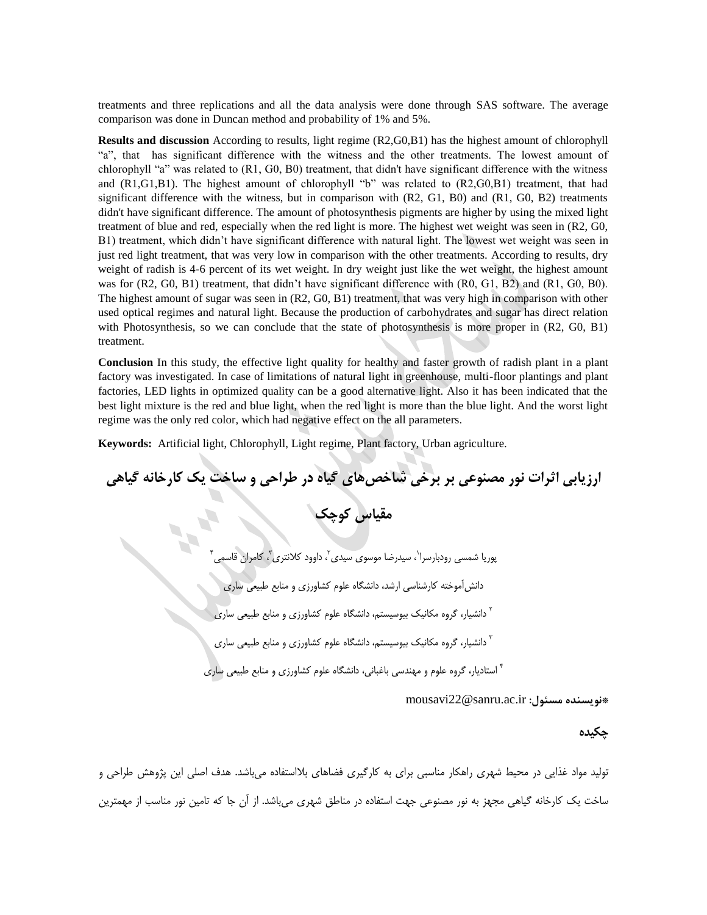treatments and three replications and all the data analysis were done through SAS software. The average comparison was done in Duncan method and probability of 1% and 5%.

**Results and discussion** According to results, light regime (R2,G0,B1) has the highest amount of chlorophyll "a", that has significant difference with the witness and the other treatments. The lowest amount of chlorophyll "a" was related to (R1, G0, B0) treatment, that didn't have significant difference with the witness and (R1,G1,B1). The highest amount of chlorophyll "b" was related to (R2,G0,B1) treatment, that had significant difference with the witness, but in comparison with (R2, G1, B0) and (R1, G0, B2) treatments didn't have significant difference. The amount of photosynthesis pigments are higher by using the mixed light treatment of blue and red, especially when the red light is more. The highest wet weight was seen in (R2, G0, B1) treatment, which didn't have significant difference with natural light. The lowest wet weight was seen in just red light treatment, that was very low in comparison with the other treatments. According to results, dry weight of radish is 4-6 percent of its wet weight. In dry weight just like the wet weight, the highest amount was for (R2, G0, B1) treatment, that didn't have significant difference with (R0, G1, B2) and (R1, G0, B0). The highest amount of sugar was seen in (R2, G0, B1) treatment, that was very high in comparison with other used optical regimes and natural light. Because the production of carbohydrates and sugar has direct relation with Photosynthesis, so we can conclude that the state of photosynthesis is more proper in (R2, G0, B1) treatment.

**Conclusion** In this study, the effective light quality for healthy and faster growth of radish plant in a plant factory was investigated. In case of limitations of natural light in greenhouse, multi-floor plantings and plant factories, LED lights in optimized quality can be a good alternative light. Also it has been indicated that the best light mixture is the red and blue light, when the red light is more than the blue light. And the worst light regime was the only red color, which had negative effect on the all parameters.

**Keywords:** Artificial light, Chlorophyll, Light regime, Plant factory, Urban agriculture.

# ارزیابی اثرات نور مصنوعی بر برخی شاخص‌های گیاه در طراحی و ساخت یک کارخانه گیاهی مقیاس کوچک

پوریا شمسی رودبارسرا[1]، سیدرضا موسوی سیدی[2]، داوود کلانتری[3]، کامران قاسمی[4]

[1] دانش‌آموخته کارشناسی ارشد، دانشگاه علوم کشاورزی و منابع طبیعی ساری

[2] دانشیار، گروه مکانیک بیوسیستم، دانشگاه علوم کشاورزی و منابع طبیعی ساری

[3] دانشیار، گروه مکانیک بیوسیستم، دانشگاه علوم کشاورزی و منابع طبیعی ساری

[4] استادیار، گروه علوم و مهندسی باغبانی، دانشگاه علوم کشاورزی و منابع طبیعی ساری

***نویسنده مسئول**: mousavi22@sanru.ac.ir

## چکیده

تولید مواد غذایی در محیط شهری راهکار مناسبی برای به کارگیری فضاهای بلااستفاده می‌باشد. هدف اصلی این پژوهش طراحی و ساخت یک کارخانه گیاهی مجهز به نور مصنوعی جهت استفاده در مناطق شهری می‌باشد. از آن جا که تامین نور مناسب از مهمترین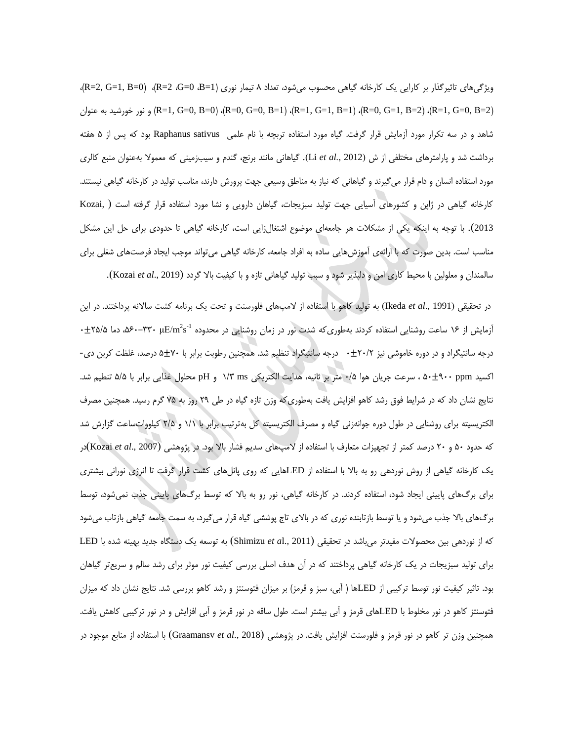ویژگی‌های تاثیرگذار بر کارایی یک کارخانه گیاهی محسوب می‌شود، تعداد ۸ تیمار نوری (R=2 ،G=0 ،B=1)، (R=2, G=1, B=0)، (R=1, G=0, B=2)، (R=0, G=1, B=2)، (R=1, G=1, B=1)، (R=0, G=0, B=1)، (R=1, G=0, B=0) و نور خورشید به عنوان شاهد و در سه تکرار مورد آزمایش قرار گرفت. گیاه مورد استفاده تربچه با نام علمی Raphanus sativus بود که پس از ۵ هفته برداشت شد و پارامترهای مختلفی از ش (Li *et al*., 2012). گیاهانی مانند برنج، گندم و سیب‌زمینی که معمولا به‌عنوان منبع کالری مورد استفاده انسان و دام قرار می‌گیرند و گیاهانی که نیاز به مناطق وسیعی جهت پرورش دارند، مناسب تولید در کارخانه گیاهی نیستند. کارخانه گیاهی در ژاپن و کشورهای آسیایی جهت تولید سبزیجات، گیاهان دارویی و نشا مورد استفاده قرار گرفته است (Kozai, 2013). با توجه به اینکه یکی از مشکلات هر جامعه‌ای موضوع اشتغال‌زایی است، کارخانه گیاهی تا حدودی برای حل این مشکل مناسب است. بدین صورت که با ارائه‌ی آموزش‌هایی ساده به افراد جامعه، کارخانه گیاهی می‌تواند موجب ایجاد فرصت‌های شغلی برای سالمندان و معلولین با محیط کاری امن و دلپذیر شود و سبب تولید گیاهانی تازه و با کیفیت بالا گردد (Kozai *et al*., 2019).

در تحقیقی (Ikeda *et al*., 1991) به تولید کاهو با استفاده از لامپ‌های فلورسنت و تحت یک برنامه کشت سالانه پرداختند. در این آزمایش از ۱۶ ساعت روشنایی استفاده کردند به‌طوری‌که شدت نور در زمان روشنایی در محدوده $\mu E/m^2 s^{-1}$ ۳۳۰-۵۶۰، دما ۲۵/۵±۰ درجه سانتیگراد و در دوره خاموشی نیز ۲۰/۲±۰ درجه سانتیگراد تنظیم شد. همچنین رطوبت برابر با ۷۰±۵ درصد، غلظت کربن دی‌اکسید ۹۰۰±۵۰ ppm، سرعت جریان هوا ۰/۵ متر بر ثانیه، هدایت الکتریکی ۱/۳ ms و pH محلول غذایی برابر با ۵/۵ تنظیم شد. نتایج نشان داد که در شرایط فوق رشد کاهو افزایش یافت به‌طوری‌که وزن تازه گیاه در طی ۲۹ روز به ۷۵ گرم رسید. همچنین مصرف الکتریسیته برای روشنایی در طول دوره جوانه‌زنی گیاه و مصرف الکتریسیته کل به‌ترتیب برابر با ۱/۱ و ۲/۵ کیلووات‌ساعت گزارش شد که حدود ۵۰ و ۲۰ درصد کمتر از تجهیزات متعارف با استفاده از لامپ‌های سدیم فشار بالا بود. در پژوهشی (Kozai *et al*., 2007) در یک کارخانه گیاهی از روش نوردهی رو به بالا با استفاده از LEDهایی که روی پانل‌های کشت قرار گرفت تا انرژی نورانی بیشتری برای برگ‌های پایینی ایجاد شود، استفاده کردند. در کارخانه گیاهی، نور رو به بالا که توسط برگ‌های پایینی جذب نمی‌شود، توسط برگ‌های بالا جذب می‌شود و یا توسط بازتابنده نوری که در بالای تاج پوششی گیاه قرار می‌گیرد، به سمت جامعه گیاهی بازتاب می‌شود که از نوردهی بین محصولات مفیدتر می‌باشد در تحقیقی (Shimizu *et a*l., 2011) به توسعه یک دستگاه جدید بهینه شده با LED برای تولید سبزیجات در یک کارخانه گیاهی پرداختند که در آن هدف اصلی بررسی کیفیت نور موثر برای رشد سالم و سریع‌تر گیاهان بود. تاثیر کیفیت نور توسط ترکیبی از LEDها ( آبی، سبز و قرمز) بر میزان فتوسنتز و رشد کاهو بررسی شد. نتایج نشان داد که میزان فتوسنتز کاهو در نور مخلوط با LEDهای قرمز و آبی بیشتر است. طول ساقه در نور قرمز و آبی افزایش و در نور ترکیبی کاهش یافت. همچنین وزن تر کاهو در نور قرمز و فلورسنت افزایش یافت. در پژوهشی (Graamansv *et al*., 2018) با استفاده از منابع موجود در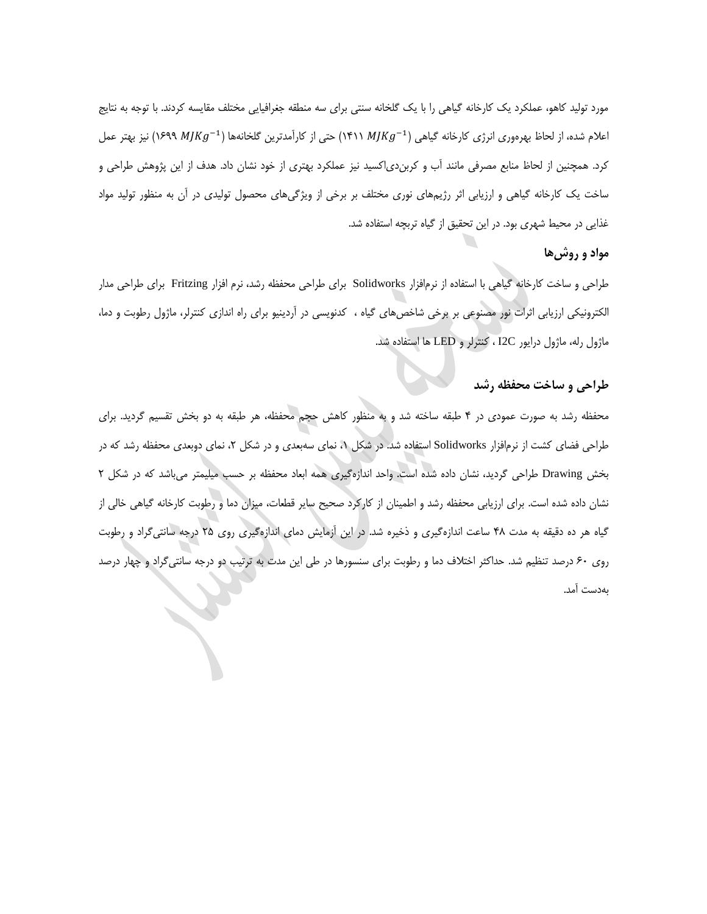مورد تولید کاهو، عملکرد یک کارخانه گیاهی را با یک گلخانه سنتی برای سه منطقه جغرافیایی مختلف مقایسه کردند. با توجه به نتایج اعلام شده، از لحاظ بهره‌وری انرژی کارخانه گیاهی ($MJKg^{-1}$ ۱۴۱۱) حتی از کارآمدترین گلخانه‌ها ($MJKg^{-1}$ ۱۶۹۹) نیز بهتر عمل کرد. همچنین از لحاظ منابع مصرفی مانند آب و کربن‌دی‌اکسید نیز عملکرد بهتری از خود نشان داد. هدف از این پژوهش طراحی و ساخت یک کارخانه گیاهی و ارزیابی اثر رژیم‌های نوری مختلف بر برخی از ویژگی‌های محصول تولیدی در آن به منظور تولید مواد غذایی در محیط شهری بود. در این تحقیق از گیاه تربچه استفاده شد.

## مواد و روش‌ها

طراحی و ساخت کارخانه گیاهی با استفاده از نرم‌افزار Solidworks برای طراحی محفظه رشد، نرم افزار Fritzing برای طراحی مدار الکترونیکی ارزیابی اثرات نور مصنوعی بر برخی شاخص‌های گیاه ، کدنویسی در آردینیو برای راه اندازی کنترلر، ماژول رطوبت و دما، ماژول رله، ماژول درایور I2C ، کنترلر و LED ها استفاده شد.

## طراحی و ساخت محفظه رشد

محفظه رشد به صورت عمودی در ۴ طبقه ساخته شد و به منظور کاهش حجم محفظه، هر طبقه به دو بخش تقسیم گردید. برای طراحی فضای کشت از نرم‌افزار Solidworks استفاده شد. در شکل ۱، نمای سه‌بعدی و در شکل ۲، نمای دوبعدی محفظه رشد که در بخش Drawing طراحی گردید، نشان داده شده است. واحد اندازه‌گیری همه ابعاد محفظه بر حسب میلیمتر می‌باشد که در شکل ۲ نشان داده شده است. برای ارزیابی محفظه رشد و اطمینان از کارکرد صحیح سایر قطعات، میزان دما و رطوبت کارخانه گیاهی خالی از گیاه هر ده دقیقه به مدت ۴۸ ساعت اندازه‌گیری و ذخیره شد. در این آزمایش دمای اندازه‌گیری روی ۲۵ درجه سانتی‌گراد و رطوبت روی ۶۰ درصد تنظیم شد. حداکثر اختلاف دما و رطوبت برای سنسورها در طی این مدت به ترتیب دو درجه سانتی‌گراد و چهار درصد به‌دست آمد.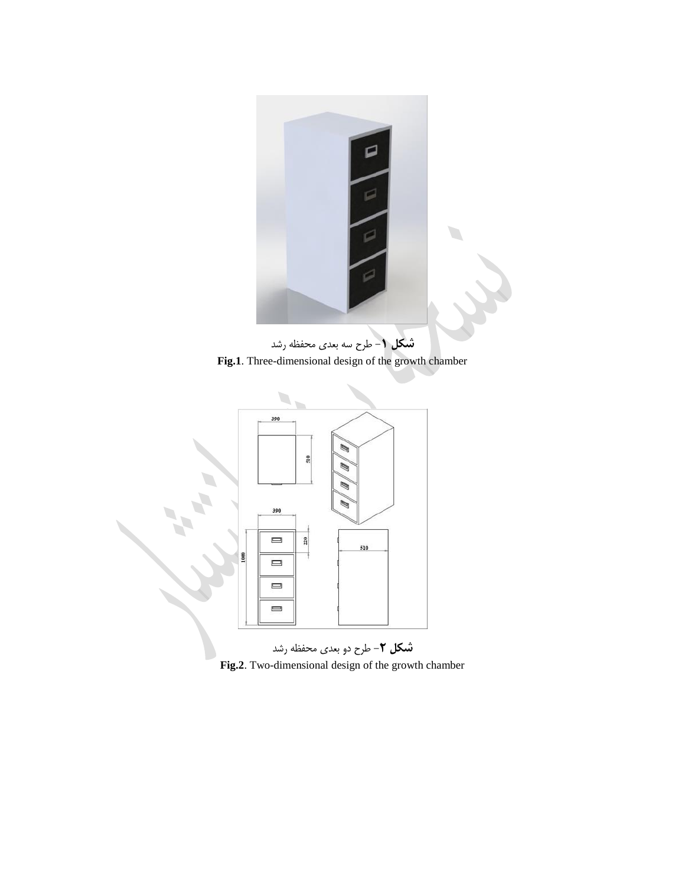**شکل ۱**- طرح سه بعدی محفظه رشد

**Fig.1**. Three-dimensional design of the growth chamber

**شکل ۲**- طرح دو بعدی محفظه رشد

**Fig.2**. Two-dimensional design of the growth chamber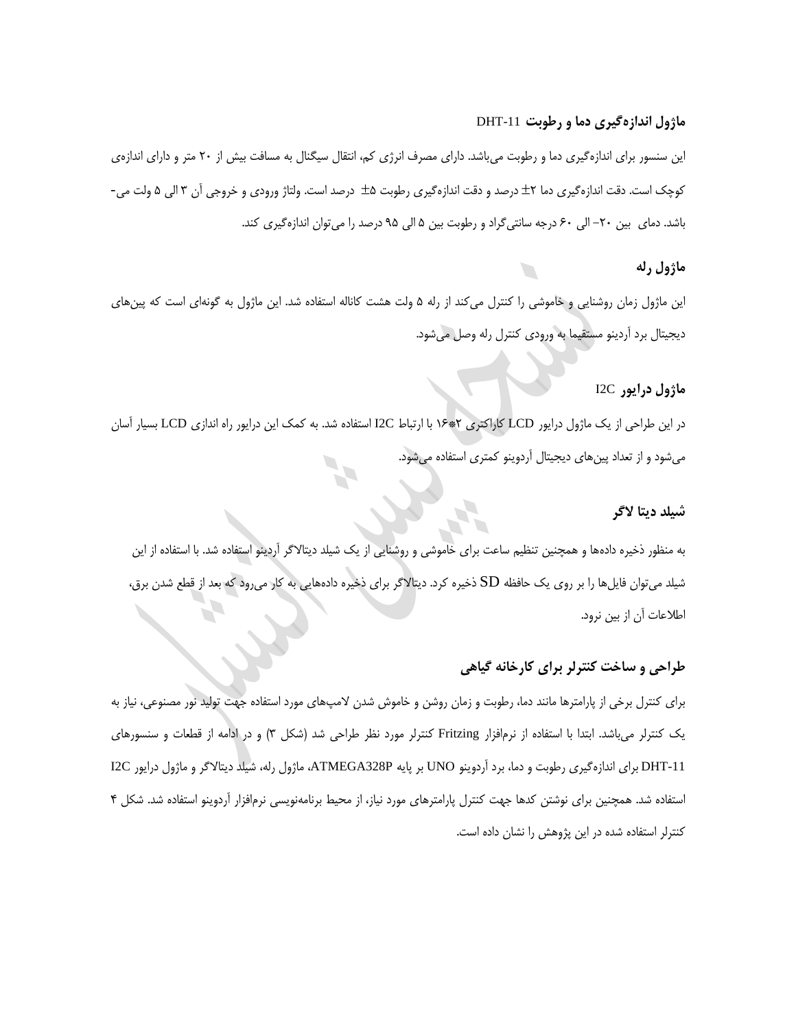### ماژول اندازه‌گیری دما و رطوبت DHT-11

این سنسور برای اندازه‌گیری دما و رطوبت می‌باشد. دارای مصرف انرژی کم، انتقال سیگنال به مسافت بیش از ۲۰ متر و دارای اندازه‌ی کوچک است. دقت اندازه‌گیری دما ۲± درصد و دقت اندازه‌گیری رطوبت ۵± درصد است. ولتاژ ورودی و خروجی آن ۳ الی ۵ ولت می‌باشد. دمای بین ۲۰- الی ۶۰ درجه سانتی‌گراد و رطوبت بین ۵ الی ۹۵ درصد را می‌توان اندازه‌گیری کند.

### ماژول رله

این ماژول زمان روشنایی و خاموشی را کنترل می‌کند از رله ۵ ولت هشت کاناله استفاده شد. این ماژول به گونه‌ای است که پین‌های دیجیتال برد آردینو مستقیما به ورودی کنترل رله وصل می‌شود.

### ماژول درایور I2C

در این طراحی از یک ماژول درایور LCD کاراکتری ۲*۱۶ با ارتباط I2C استفاده شد. به کمک این درایور راه اندازی LCD بسیار آسان می‌شود و از تعداد پین‌های دیجیتال آردوینو کمتری استفاده می‌شود.

### شیلد دیتا لاگر

به منظور ذخیره داده‌ها و همچنین تنظیم ساعت برای خاموشی و روشنایی از یک شیلد دیتالاگر آردینو استفاده شد. با استفاده از این شیلد می‌توان فایل‌ها را بر روی یک حافظه SD ذخیره کرد. دیتالاگر برای ذخیره داده‌هایی به کار می‌رود که بعد از قطع شدن برق، اطلاعات آن از بین نرود.

## طراحی و ساخت کنترلر برای کارخانه گیاهی

برای کنترل برخی از پارامترها مانند دما، رطوبت و زمان روشن و خاموش شدن لامپ‌های مورد استفاده جهت تولید نور مصنوعی، نیاز به یک کنترلر می‌باشد. ابتدا با استفاده از نرم‌افزار Fritzing کنترلر مورد نظر طراحی شد (شکل ۳) و در ادامه از قطعات و سنسورهای DHT-11 برای اندازه‌گیری رطوبت و دما، برد آردوینو UNO بر پایه ATMEGA328P، ماژول رله، شیلد دیتالاگر و ماژول درایور I2C استفاده شد. همچنین برای نوشتن کدها جهت کنترل پارامترهای مورد نیاز، از محیط برنامه‌نویسی نرم‌افزار آردوینو استفاده شد. شکل ۴ کنترلر استفاده شده در این پژوهش را نشان داده است.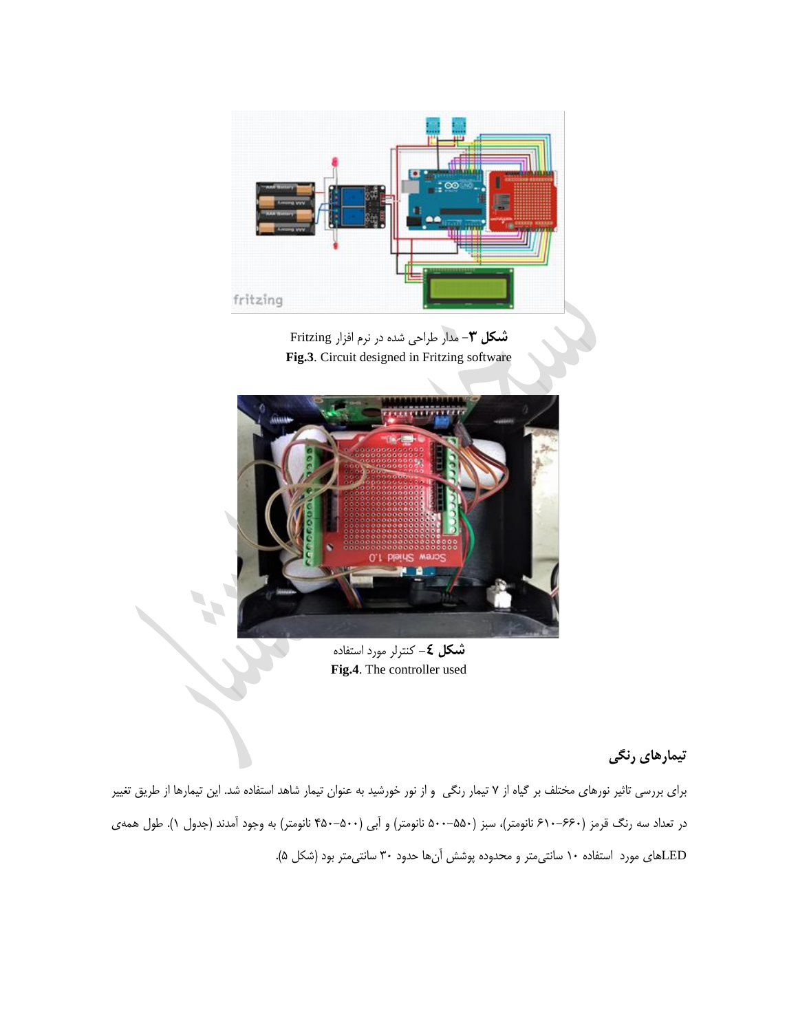**شکل ۳**- مدار طراحی شده در نرم افزار Fritzing

**Fig.3**. Circuit designed in Fritzing software

**شکل ٤**- کنترلر مورد استفاده

**Fig.4**. The controller used

## تیمارهای رنگی

برای بررسی تاثیر نورهای مختلف بر گیاه از ۷ تیمار رنگی و از نور خورشید به عنوان تیمار شاهد استفاده شد. این تیمارها از طریق تغییر در تعداد سه رنگ قرمز (۶۶۰–۶۱۰ نانومتر)، سبز (۵۵۰–۵۰۰ نانومتر) و آبی (۵۰۰–۴۵۰ نانومتر) به وجود آمدند (جدول ۱). طول همه‌ی LEDهای مورد استفاده ۱۰ سانتی‌متر و محدوده پوشش آن‌ها حدود ۳۰ سانتی‌متر بود (شکل ۵).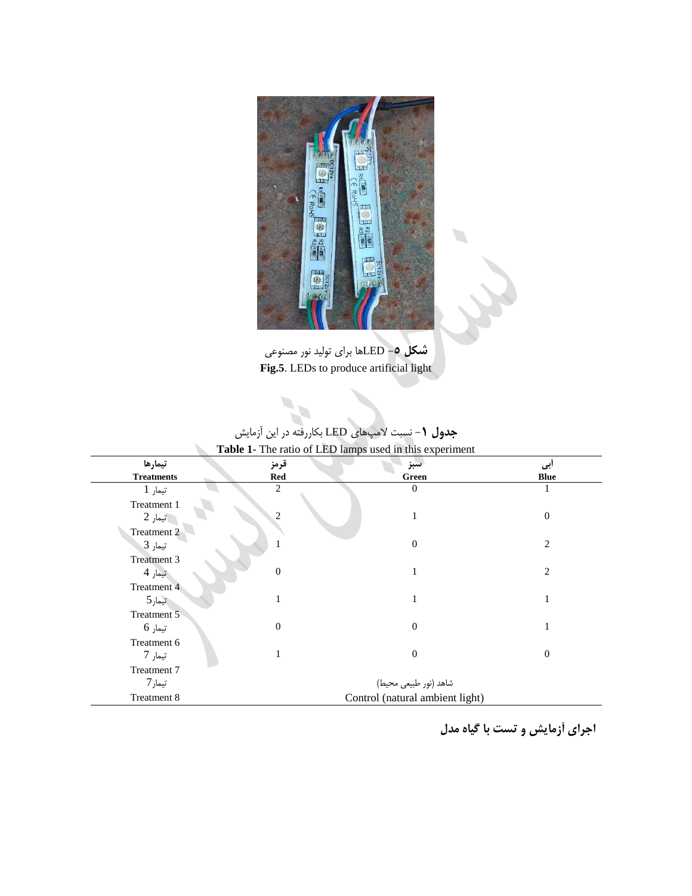**شکل ۵**- LEDها برای تولید نور مصنوعی
**Fig.5**. LEDs to produce artificial light

**جدول ۱**- نسبت لامپ‌های LED بکاررفته در این آزمایش
**Table 1**- The ratio of LED lamps used in this experiment

| تیمارها **Treatments** | قرمز **Red** | سبز **Green** | آبی **Blue** |
|---|---|---|---|
| تیمار 1 Treatment 1 | 2 | 0 | 1 |
| تیمار 2 Treatment 2 | 2 | 1 | 0 |
| تیمار 3 Treatment 3 | 1 | 0 | 2 |
| تیمار 4 Treatment 4 | 0 | 1 | 2 |
| تیمار5 Treatment 5 | 1 | 1 | 1 |
| تیمار 6 Treatment 6 | 0 | 0 | 1 |
| تیمار 7 Treatment 7 | 1 | 0 | 0 |
| تیمار7 Treatment 8 | شاهد (نور طبیعی محیط) Control (natural ambient light) | | |

**اجرای آزمایش و تست با گیاه مدل**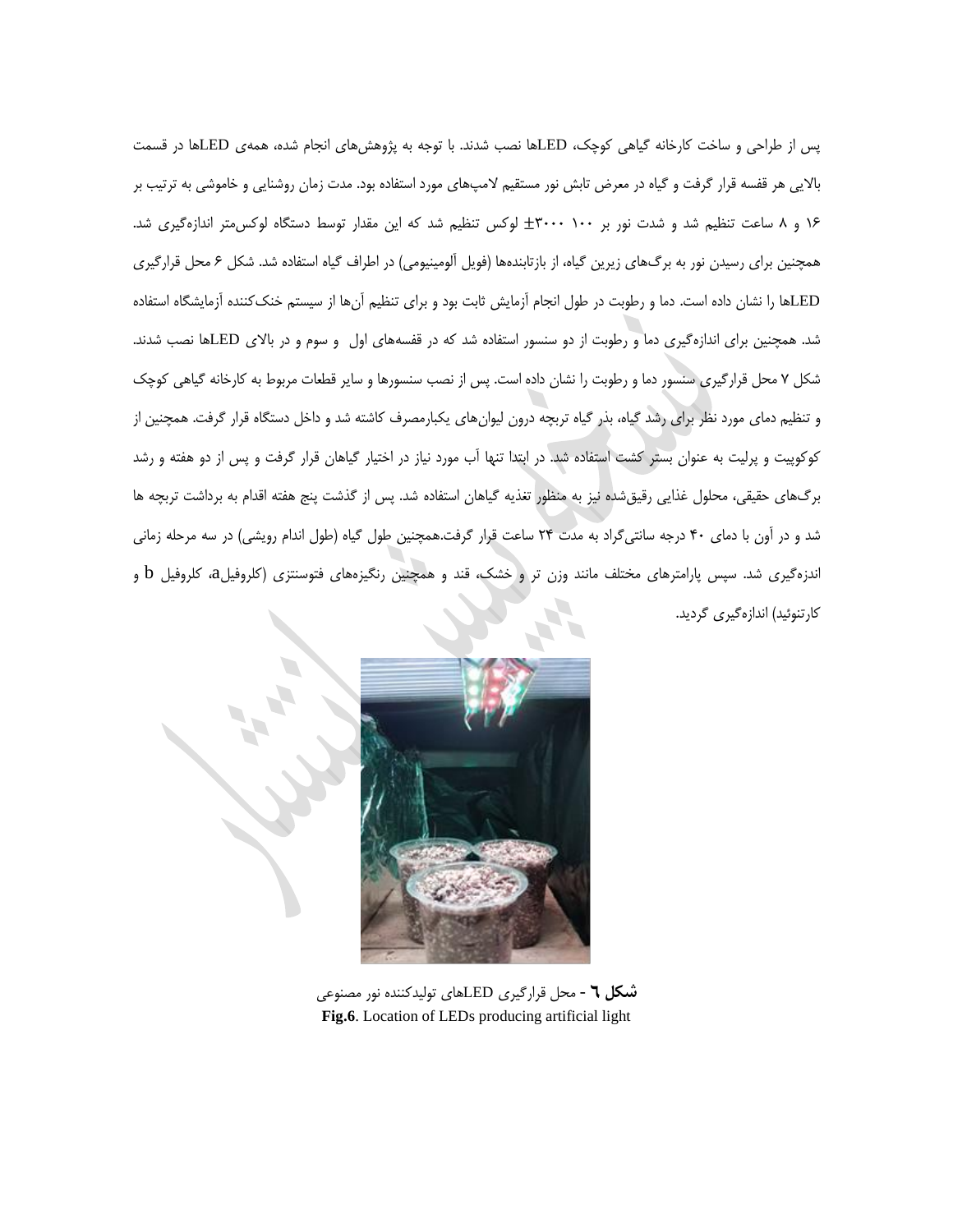پس از طراحی و ساخت کارخانه گیاهی کوچک، LEDها نصب شدند. با توجه به پژوهش‌های انجام شده، همه‌ی LEDها در قسمت بالایی هر قفسه قرار گرفت و گیاه در معرض تابش نور مستقیم لامپ‌های مورد استفاده بود. مدت زمان روشنایی و خاموشی به ترتیب بر ۱۶ و ۸ ساعت تنظیم شد و شدت نور بر ۱۰۰ ±۳۰۰۰ لوکس تنظیم شد که این مقدار توسط دستگاه لوکس‌متر اندازه‌گیری شد. همچنین برای رسیدن نور به برگ‌های زیرین گیاه، از بازتابنده‌ها (فویل آلومینیومی) در اطراف گیاه استفاده شد. شکل ۶ محل قرارگیری LEDها را نشان داده است. دما و رطوبت در طول انجام آزمایش ثابت بود و برای تنظیم آن‌ها از سیستم خنک‌کننده آزمایشگاه استفاده شد. همچنین برای اندازه‌گیری دما و رطوبت از دو سنسور استفاده شد که در قفسه‌های اول و سوم و در بالای LEDها نصب شدند. شکل ۷ محل قرارگیری سنسور دما و رطوبت را نشان داده است. پس از نصب سنسورها و سایر قطعات مربوط به کارخانه گیاهی کوچک و تنظیم دمای مورد نظر برای رشد گیاه، بذر گیاه تربچه درون لیوان‌های یکبارمصرف کاشته شد و داخل دستگاه قرار گرفت. همچنین از کوکوپیت و پرلیت به عنوان بستر کشت استفاده شد. در ابتدا تنها آب مورد نیاز در اختیار گیاهان قرار گرفت و پس از دو هفته و رشد برگ‌های حقیقی، محلول غذایی رقیق‌شده نیز به منظور تغذیه گیاهان استفاده شد. پس از گذشت پنج هفته اقدام به برداشت تربچه ها شد و در آون با دمای ۴۰ درجه سانتی‌گراد به مدت ۲۴ ساعت قرار گرفت.همچنین طول گیاه (طول اندام رویشی) در سه مرحله زمانی اندازه‌گیری شد. سپس پارامترهای مختلف مانند وزن تر و خشک، قند و همچنین رنگیزه‌های فتوسنتزی (کلروفیلa، کلروفیل b و کارتنوئید) اندازه‌گیری گردید.

**شکل ٦** - محل قرارگیری LEDهای تولیدکننده نور مصنوعی

**Fig.6**. Location of LEDs producing artificial light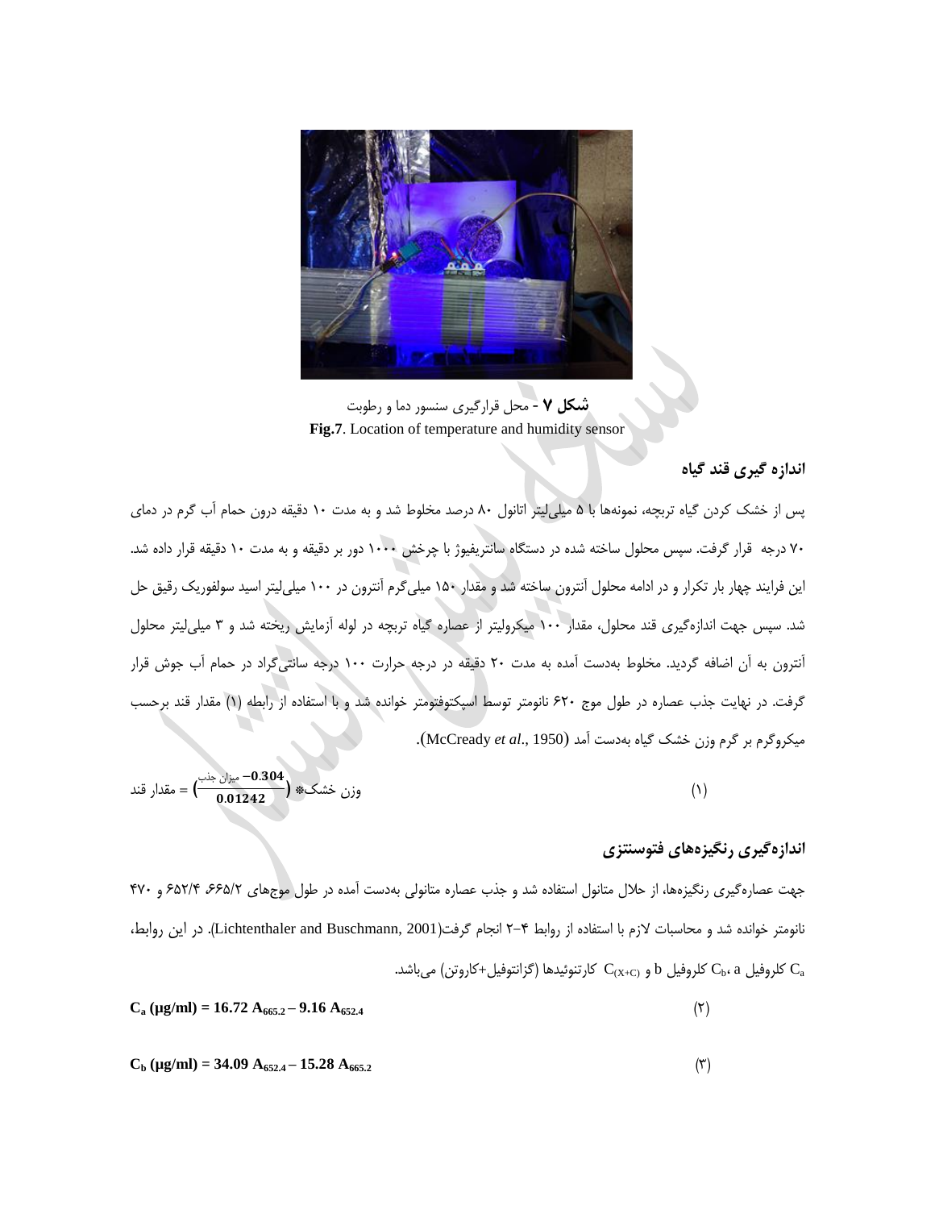**شکل ۷** - محل قرارگیری سنسور دما و رطوبت

**Fig.7**. Location of temperature and humidity sensor

### اندازه گیری قند گیاه

پس از خشک کردن گیاه تربچه، نمونه‌ها با ۵ میلی‌لیتر اتانول ۸۰ درصد مخلوط شد و به مدت ۱۰ دقیقه درون حمام آب گرم در دمای ۷۰ درجه قرار گرفت. سپس محلول ساخته شده در دستگاه سانتریفیوژ با چرخش ۱۰۰۰ دور بر دقیقه و به مدت ۱۰ دقیقه قرار داده شد. این فرایند چهار بار تکرار و در ادامه محلول آنترون ساخته شد و مقدار ۱۵۰ میلی‌گرم آنترون در ۱۰۰ میلی‌لیتر اسید سولفوریک رقیق حل شد. سپس جهت اندازه‌گیری قند محلول، مقدار ۱۰۰ میکرولیتر از عصاره گیاه تربچه در لوله آزمایش ریخته شد و ۳ میلی‌لیتر محلول آنترون به آن اضافه گردید. مخلوط به‌دست آمده به مدت ۲۰ دقیقه در درجه حرارت ۱۰۰ درجه سانتی‌گراد در حمام آب جوش قرار گرفت. در نهایت جذب عصاره در طول موج ۶۲۰ نانومتر توسط اسپکتوفتومتر خوانده شد و با استفاده از رابطه (۱) مقدار قند برحسب میکروگرم بر گرم وزن خشک گیاه به‌دست آمد (McCready *et al*., 1950).

$$\text{مقدار قند} = \left(\frac{\text{میزان جذب} - 0.304}{0.01242}\right) * \text{وزن خشک} \qquad (۱)$$

### اندازه‌گیری رنگیزه‌های فتوسنتزی

جهت عصاره‌گیری رنگیزه‌ها، از حلال متانول استفاده شد و جذب عصاره متانولی به‌دست آمده در طول موج‌های ۶۶۵/۲، ۶۵۲/۴ و ۴۷۰ نانومتر خوانده شد و محاسبات لازم با استفاده از روابط ۴-۲ انجام گرفت(Lichtenthaler and Buschmann, 2001). در این روابط، $C_a$ کلروفیل a، $C_b$ کلروفیل b و $C_{(X+C)}$ کارتنوئیدها (گزانتوفیل+کاروتن) می‌باشد.

$$C_a\ (\mu g/ml) = 16.72\ A_{665.2} - 9.16\ A_{652.4} \qquad (۲)$$

$$C_b\ (\mu g/ml) = 34.09\ A_{652.4} - 15.28\ A_{665.2} \qquad (۳)$$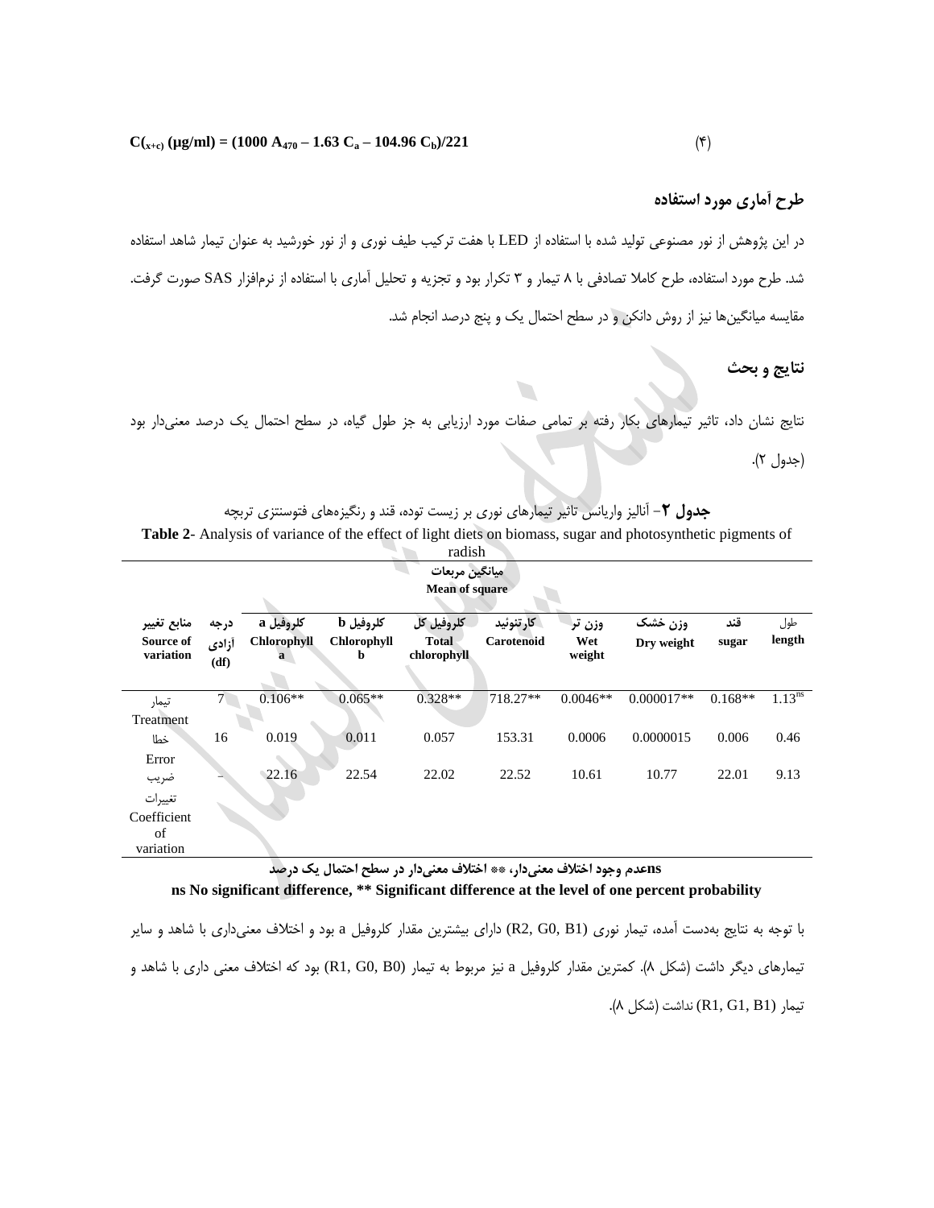$$C_{(x+c)}\ (\mu g/ml) = (1000\ A_{470} - 1.63\ C_a - 104.96\ C_b)/221 \qquad (۴)$$

## طرح آماری مورد استفاده

در این پژوهش از نور مصنوعی تولید شده با استفاده از LED با هفت ترکیب طیف نوری و از نور خورشید به عنوان تیمار شاهد استفاده شد. طرح مورد استفاده، طرح کاملا تصادفی با ۸ تیمار و ۳ تکرار بود و تجزیه و تحلیل آماری با استفاده از نرم‌افزار SAS صورت گرفت. مقایسه میانگین‌ها نیز از روش دانکن و در سطح احتمال یک و پنج درصد انجام شد.

## نتایج و بحث

نتایج نشان داد، تاثیر تیمارهای بکار رفته بر تمامی صفات مورد ارزیابی به جز طول گیاه، در سطح احتمال یک درصد معنی‌دار بود (جدول ۲).

**جدول ۲**- آنالیز واریانس تاثیر تیمارهای نوری بر زیست توده، قند و رنگیزه‌های فتوسنتزی تربچه

**Table 2**- Analysis of variance of the effect of light diets on biomass, sugar and photosynthetic pigments of radish

| منابع تغییر Source of variation | درجه آزادی (df) | میانگین مربعات Mean of square | | | | | | | |
|---|---|---|---|---|---|---|---|---|---|
| | | کلروفیل a Chlorophyll a | کلروفیل b Chlorophyll b | کلروفیل کل Total chlorophyll | کارتنوئید Carotenoid | وزن تر Wet weight | وزن خشک Dry weight | قند sugar | طول length |
| تیمار Treatment | 7 | 0.106** | 0.065** | 0.328** | 718.27** | 0.0046** | 0.000017** | 0.168** | $1.13^{ns}$ |
| خطا Error | 16 | 0.019 | 0.011 | 0.057 | 153.31 | 0.0006 | 0.0000015 | 0.006 | 0.46 |
| ضریب تغییرات Coefficient of variation | - | 22.16 | 22.54 | 22.02 | 22.52 | 10.61 | 10.77 | 22.01 | 9.13 |

ns عدم وجود اختلاف معنی‌دار، ** اختلاف معنی‌دار در سطح احتمال یک درصد

**ns No significant difference, ** Significant difference at the level of one percent probability**

با توجه به نتایج به‌دست آمده، تیمار نوری (R2, G0, B1) دارای بیشترین مقدار کلروفیل a بود و اختلاف معنی‌داری با شاهد و سایر تیمارهای دیگر داشت (شکل ۸). کمترین مقدار کلروفیل a نیز مربوط به تیمار (R1, G0, B0) بود که اختلاف معنی داری با شاهد و تیمار (R1, G1, B1) نداشت (شکل ۸).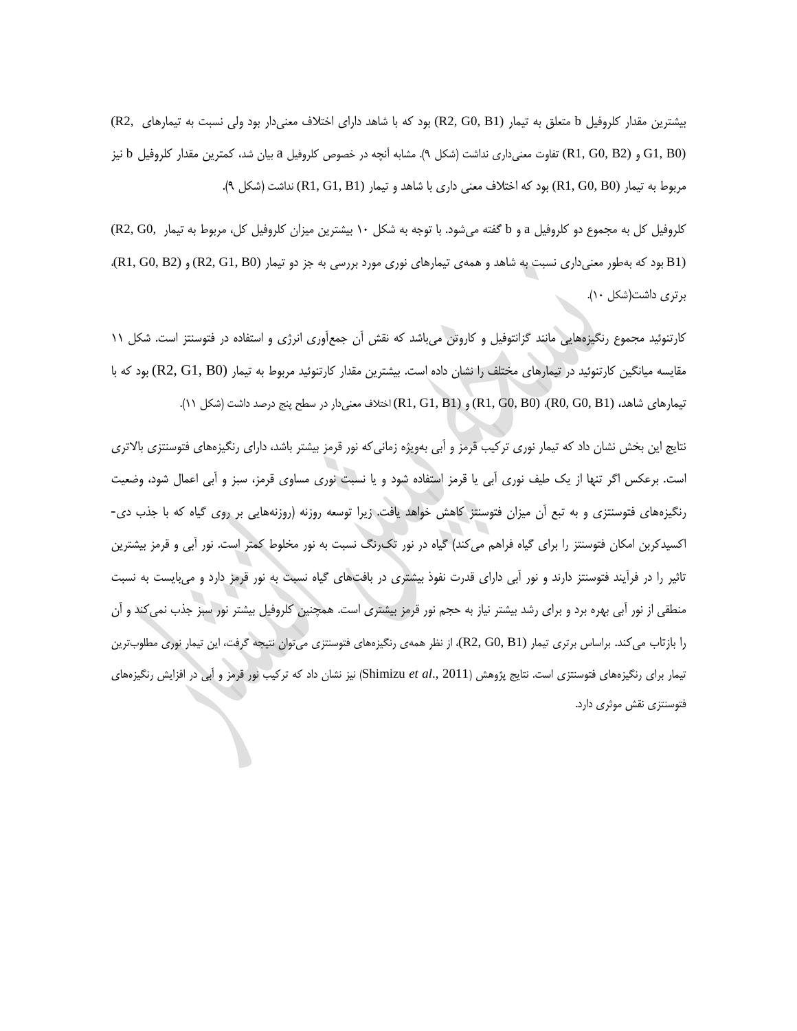بیشترین مقدار کلروفیل b متعلق به تیمار (R2, G0, B1) بود که با شاهد دارای اختلاف معنی‌دار بود ولی نسبت به تیمارهای (R2, G1, B0) و (R1, G0, B2) تفاوت معنی‌داری نداشت (شکل ۹). مشابه آنچه در خصوص کلروفیل a بیان شد، کمترین مقدار کلروفیل b نیز مربوط به تیمار (R1, G0, B0) بود که اختلاف معنی داری با شاهد و تیمار (R1, G1, B1) نداشت (شکل ۹).

کلروفیل کل به مجموع دو کلروفیل a و b گفته می‌شود. با توجه به شکل ۱۰ بیشترین میزان کلروفیل کل، مربوط به تیمار (R2, G0, B1) بود که به‌طور معنی‌داری نسبت به شاهد و همه‌ی تیمارهای نوری مورد بررسی به جز دو تیمار (R2, G1, B0) و (R1, G0, B2)، برتری داشت(شکل ۱۰).

کارتنوئید مجموع رنگیزه‌هایی مانند گزانتوفیل و کاروتن می‌باشد که نقش آن جمع‌آوری انرژی و استفاده در فتوسنتز است. شکل ۱۱ مقایسه میانگین کارتنوئید در تیمارهای مختلف را نشان داده است. بیشترین مقدار کارتنوئید مربوط به تیمار (R2, G1, B0) بود که با تیمارهای شاهد، (R0, G0, B1)، (R1, G0, B0) و (R1, G1, B1) اختلاف معنی‌دار در سطح پنج درصد داشت (شکل ۱۱).

نتایج این بخش نشان داد که تیمار نوری ترکیب قرمز و آبی به‌ویژه زمانی‌که نور قرمز بیشتر باشد، دارای رنگیزه‌های فتوسنتزی بالاتری است. برعکس اگر تنها از یک طیف نوری آبی یا قرمز استفاده شود و یا نسبت نوری مساوی قرمز، سبز و آبی اعمال شود، وضعیت رنگیزه‌های فتوسنتزی و به تبع آن میزان فتوسنتز کاهش خواهد یافت. زیرا توسعه روزنه (روزنه‌هایی بر روی گیاه که با جذب دی-اکسیدکربن امکان فتوسنتز را برای گیاه فراهم می‌کند) گیاه در نور تک‌رنگ نسبت به نور مخلوط کمتر است. نور آبی و قرمز بیشترین تاثیر را در فرآیند فتوسنتز دارند و نور آبی دارای قدرت نفوذ بیشتری در بافت‌های گیاه نسبت به نور قرمز دارد و می‌بایست به نسبت منطقی از نور آبی بهره برد و برای رشد بیشتر نیاز به حجم نور قرمز بیشتری است. همچنین کلروفیل بیشتر نور سبز جذب نمی‌کند و آن را بازتاب می‌کند. براساس برتری تیمار (R2, G0, B1)، از نظر همه‌ی رنگیزه‌های فتوسنتزی می‌توان نتیجه گرفت، این تیمار نوری مطلوب‌ترین تیمار برای رنگیزه‌های فتوسنتزی است. نتایج پژوهش (Shimizu *et al*., 2011) نیز نشان داد که ترکیب نور قرمز و آبی در افزایش رنگیزه‌های فتوسنتزی نقش موثری دارد.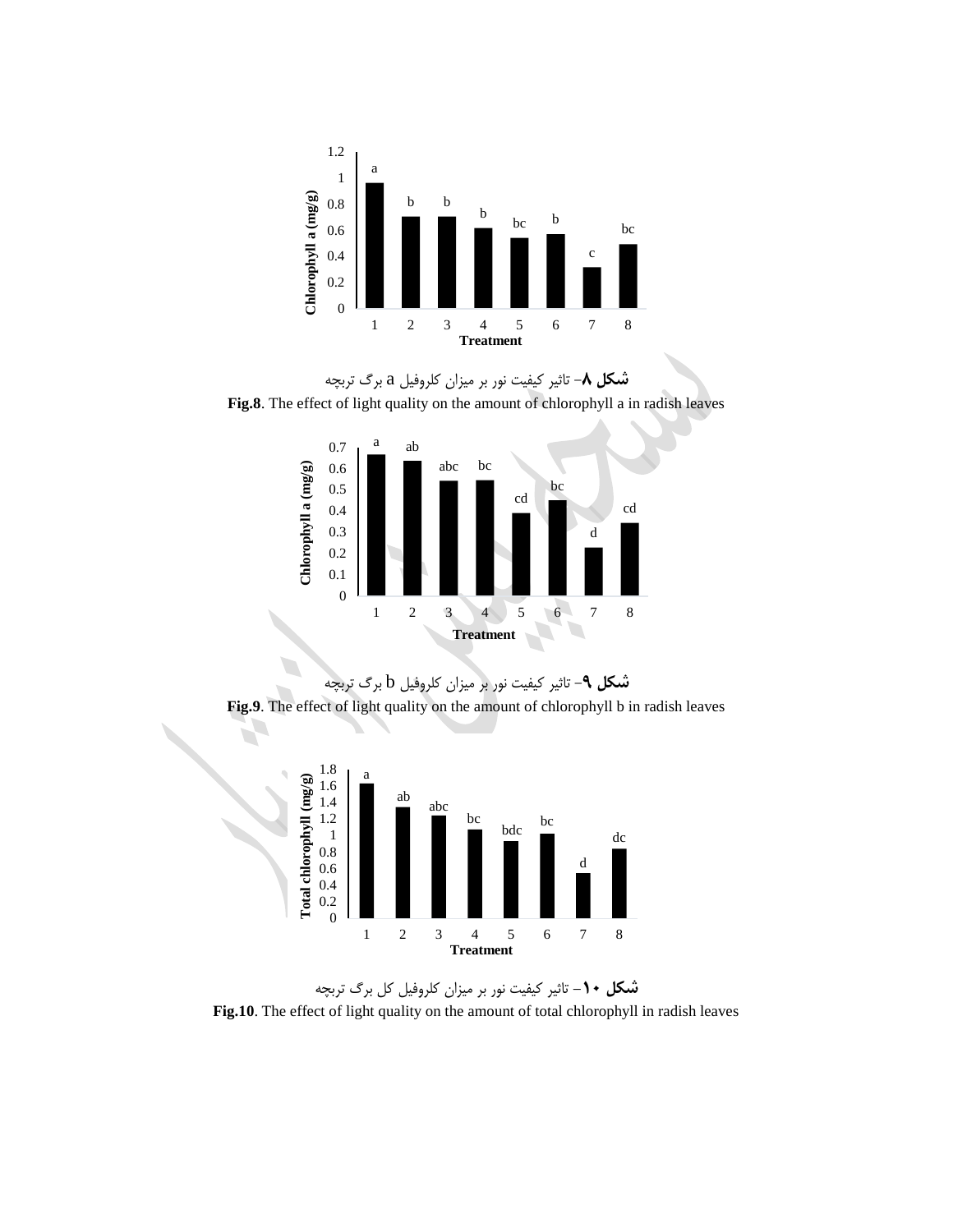**شکل ۸**- تاثیر کیفیت نور بر میزان کلروفیل a برگ تربچه

**Fig.8**. The effect of light quality on the amount of chlorophyll a in radish leaves

**شکل ۹**- تاثیر کیفیت نور بر میزان کلروفیل b برگ تربچه

**Fig.9**. The effect of light quality on the amount of chlorophyll b in radish leaves

**شکل ۱۰**- تاثیر کیفیت نور بر میزان کلروفیل کل برگ تربچه

**Fig.10**. The effect of light quality on the amount of total chlorophyll in radish leaves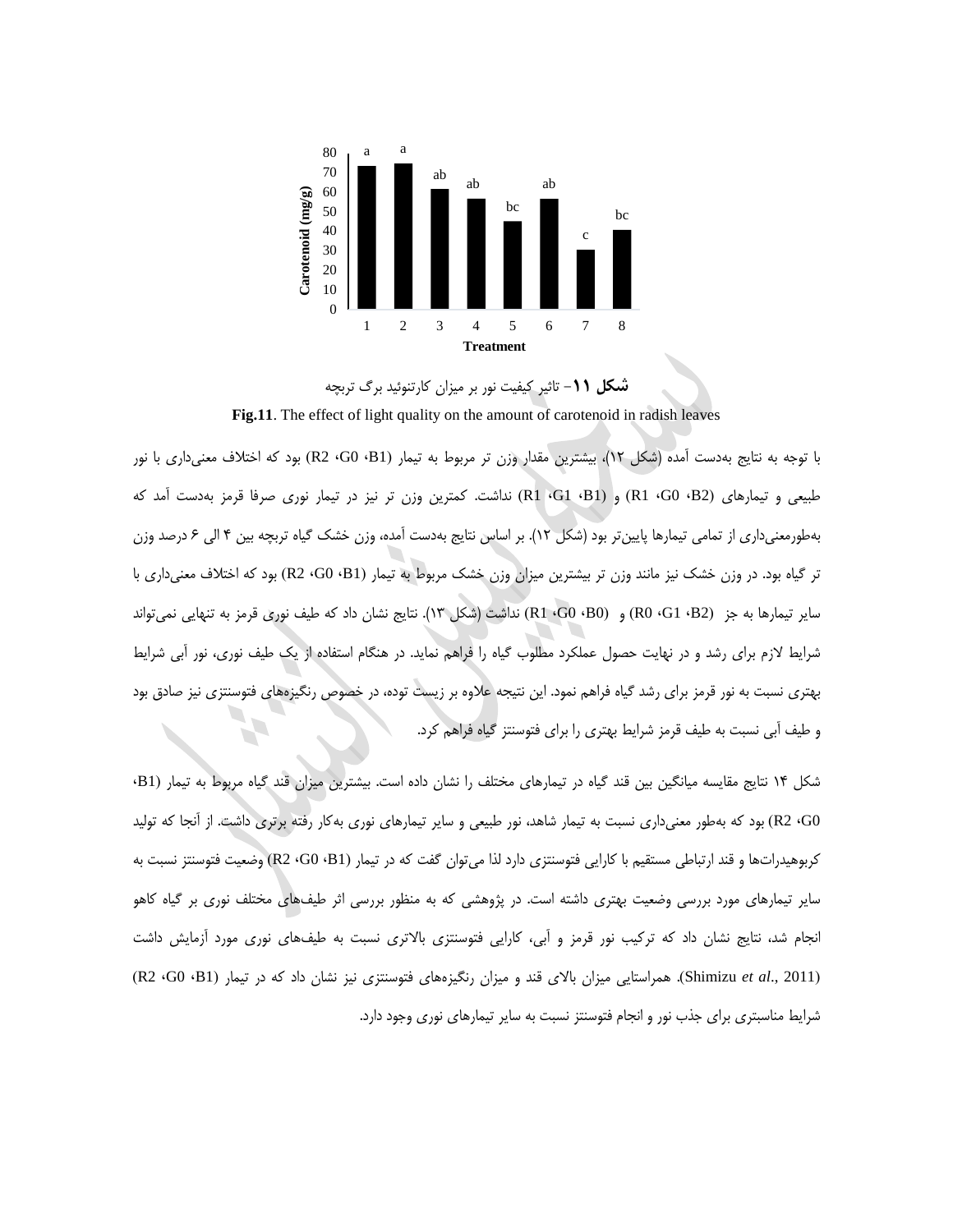**شکل ۱۱**- تاثیر کیفیت نور بر میزان کارتنوئید برگ ترپچه

**Fig.11**. The effect of light quality on the amount of carotenoid in radish leaves

با توجه به نتایج به‌دست آمده (شکل ۱۲)، بیشترین مقدار وزن تر مربوط به تیمار (R2 ،G0 ،B1) بود که اختلاف معنی‌داری با نور طبیعی و تیمارهای (R1 ،G0 ،B2) و (R1 ،G1 ،B1) نداشت. کمترین وزن تر نیز در تیمار نوری صرفا قرمز به‌دست آمد که به‌طورمعنی‌داری از تمامی تیمارها پایین‌تر بود (شکل ۱۲). بر اساس نتایج به‌دست آمده، وزن خشک گیاه ترپچه بین ۴ الی ۶ درصد وزن تر گیاه بود. در وزن خشک نیز مانند وزن تر بیشترین میزان وزن خشک مربوط به تیمار (R2 ،G0 ،B1) بود که اختلاف معنی‌داری با سایر تیمارها به جز (R0 ،G1 ،B2) و (R1 ،G0 ،B0) نداشت (شکل ۱۳). نتایج نشان داد که طیف نوری قرمز به تنهایی نمی‌تواند شرایط لازم برای رشد و در نهایت حصول عملکرد مطلوب گیاه را فراهم نماید. در هنگام استفاده از یک طیف نوری، نور آبی شرایط بهتری نسبت به نور قرمز برای رشد گیاه فراهم نمود. این نتیجه علاوه بر زیست توده، در خصوص رنگیزه‌های فتوسنتزی نیز صادق بود و طیف آبی نسبت به طیف قرمز شرایط بهتری را برای فتوسنتز گیاه فراهم کرد.

شکل ۱۴ نتایج مقایسه میانگین بین قند گیاه در تیمارهای مختلف را نشان داده است. بیشترین میزان قند گیاه مربوط به تیمار (B1، R2 ،G0) بود که به‌طور معنی‌داری نسبت به تیمار شاهد، نور طبیعی و سایر تیمارهای نوری به‌کار رفته برتری داشت. از آنجا که تولید کربوهیدرات‌ها و قند ارتباطی مستقیم با کارایی فتوسنتزی دارد لذا می‌توان گفت که در تیمار (R2 ،G0 ،B1) وضعیت فتوسنتز نسبت به سایر تیمارهای مورد بررسی وضعیت بهتری داشته است. در پژوهشی که به منظور بررسی اثر طیف‌های مختلف نوری بر گیاه کاهو انجام شد، نتایج نشان داد که ترکیب نور قرمز و آبی، کارایی فتوسنتزی بالاتری نسبت به طیف‌های نوری مورد آزمایش داشت (Shimizu *et al*., 2011). همراستایی میزان بالای قند و میزان رنگیزه‌های فتوسنتزی نیز نشان داد که در تیمار (R2 ،G0 ،B1) شرایط مناسبتری برای جذب نور و انجام فتوسنتز نسبت به سایر تیمارهای نوری وجود دارد.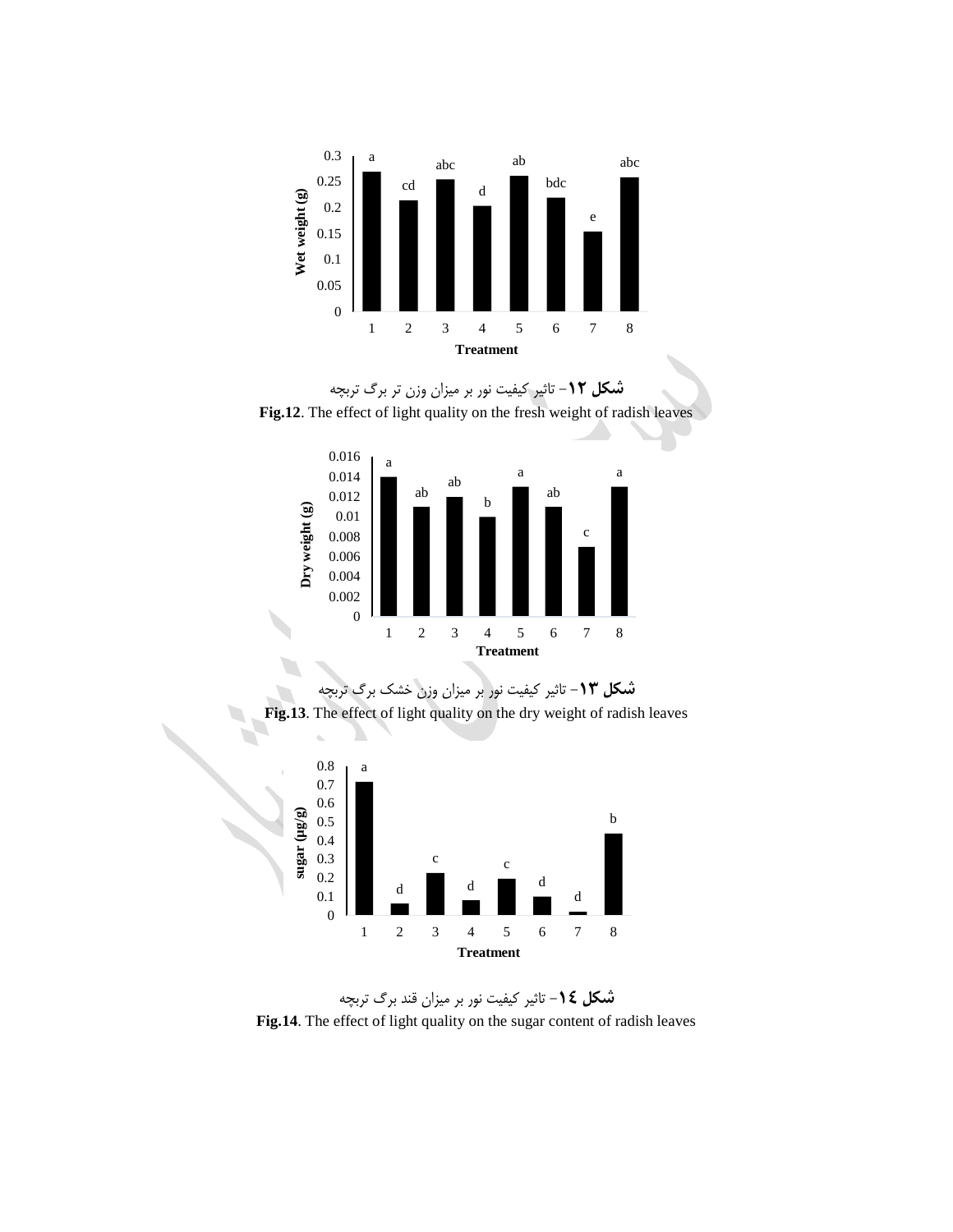**شکل ۱۲**- تاثیر کیفیت نور بر میزان وزن تر برگ تربچه

**Fig.12**. The effect of light quality on the fresh weight of radish leaves

**شکل ۱۳**- تاثیر کیفیت نور بر میزان وزن خشک برگ تربچه

**Fig.13**. The effect of light quality on the dry weight of radish leaves

**شکل ١٤**- تاثیر کیفیت نور بر میزان قند برگ تربچه

**Fig.14**. The effect of light quality on the sugar content of radish leaves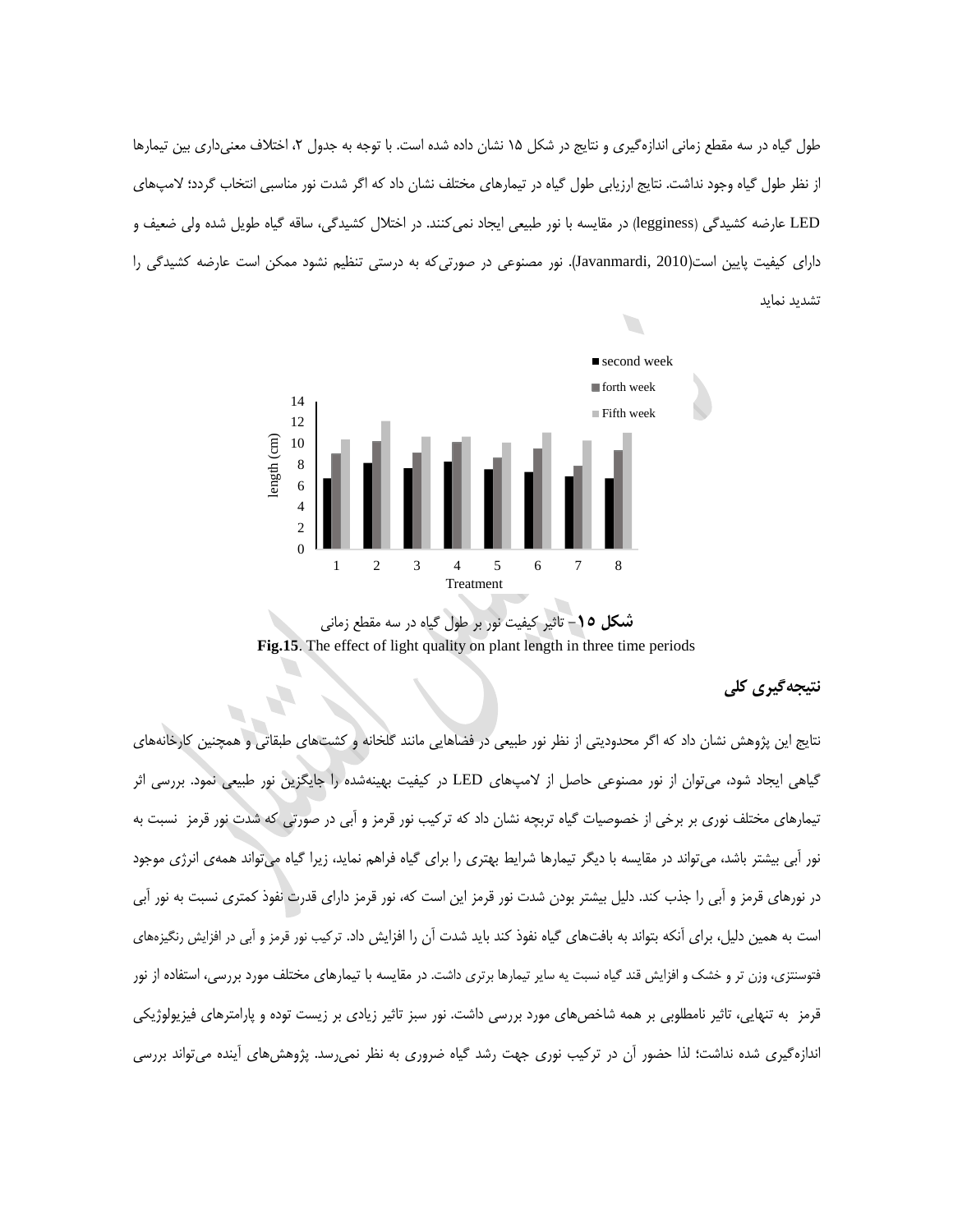طول گیاه در سه مقطع زمانی اندازه‌گیری و نتایج در شکل ۱۵ نشان داده شده است. با توجه به جدول ۲، اختلاف معنی‌داری بین تیمارها از نظر طول گیاه وجود نداشت. نتایج ارزیابی طول گیاه در تیمارهای مختلف نشان داد که اگر شدت نور مناسبی انتخاب گردد؛ لامپ‌های LED عارضه کشیدگی (legginess) در مقایسه با نور طبیعی ایجاد نمی‌کنند. در اختلال کشیدگی، ساقه گیاه طویل شده ولی ضعیف و دارای کیفیت پایین است(Javanmardi, 2010). نور مصنوعی در صورتی‌که به درستی تنظیم نشود ممکن است عارضه کشیدگی را تشدید نماید

**شکل ۱۵**- تاثیر کیفیت نور بر طول گیاه در سه مقطع زمانی

**Fig.15**. The effect of light quality on plant length in three time periods

## نتیجه‌گیری کلی

نتایج این پژوهش نشان داد که اگر محدودیتی از نظر نور طبیعی در فضاهایی مانند گلخانه و کشت‌های طبقاتی و همچنین کارخانه‌های گیاهی ایجاد شود، می‌توان از نور مصنوعی حاصل از لامپ‌های LED در کیفیت بهینه‌شده را جایگزین نور طبیعی نمود. بررسی اثر تیمارهای مختلف نوری بر برخی از خصوصیات گیاه تربچه نشان داد که ترکیب نور قرمز و آبی در صورتی که شدت نور قرمز نسبت به نور آبی بیشتر باشد، می‌تواند در مقایسه با دیگر تیمارها شرایط بهتری را برای گیاه فراهم نماید، زیرا گیاه می‌تواند همه‌ی انرژی موجود در نورهای قرمز و آبی را جذب کند. دلیل بیشتر بودن شدت نور قرمز این است که، نور قرمز دارای قدرت نفوذ کمتری نسبت به نور آبی است به همین دلیل، برای آنکه بتواند به بافت‌های گیاه نفوذ کند باید شدت آن را افزایش داد. ترکیب نور قرمز و آبی در افزایش رنگیزه‌های فتوسنتزی، وزن تر و خشک و افزایش قند گیاه نسبت یه سایر تیمارها برتری داشت. در مقایسه با تیمارهای مختلف مورد بررسی، استفاده از نور قرمز به تنهایی، تاثیر نامطلوبی بر همه شاخص‌های مورد بررسی داشت. نور سبز تاثیر زیادی بر زیست توده و پارامترهای فیزیولوژیکی اندازه‌گیری شده نداشت؛ لذا حضور آن در ترکیب نوری جهت رشد گیاه ضروری به نظر نمی‌رسد. پژوهش‌های آینده می‌تواند بررسی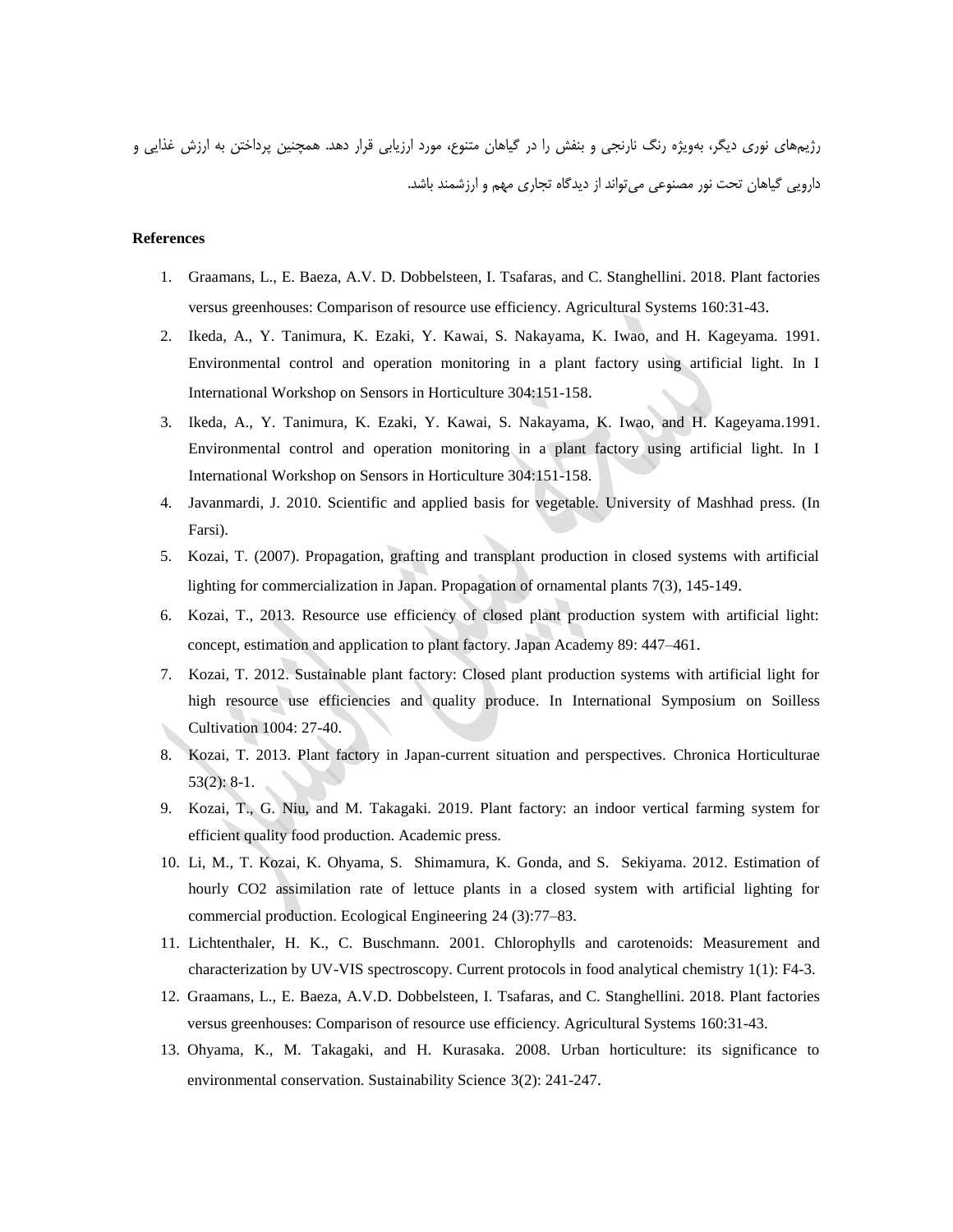رژیم‌های نوری دیگر، به‌ویژه رنگ نارنجی و بنفش را در گیاهان متنوع، مورد ارزیابی قرار دهد. همچنین پرداختن به ارزش غذایی و دارویی گیاهان تحت نور مصنوعی می‌تواند از دیدگاه تجاری مهم و ارزشمند باشد.

**References**

1. Graamans, L., E. Baeza, A.V. D. Dobbelsteen, I. Tsafaras, and C. Stanghellini. 2018. Plant factories versus greenhouses: Comparison of resource use efficiency. Agricultural Systems 160:31-43.
2. Ikeda, A., Y. Tanimura, K. Ezaki, Y. Kawai, S. Nakayama, K. Iwao, and H. Kageyama. 1991. Environmental control and operation monitoring in a plant factory using artificial light. In I International Workshop on Sensors in Horticulture 304:151-158.
3. Ikeda, A., Y. Tanimura, K. Ezaki, Y. Kawai, S. Nakayama, K. Iwao, and H. Kageyama.1991. Environmental control and operation monitoring in a plant factory using artificial light. In I International Workshop on Sensors in Horticulture 304:151-158.
4. Javanmardi, J. 2010. Scientific and applied basis for vegetable. University of Mashhad press. (In Farsi).
5. Kozai, T. (2007). Propagation, grafting and transplant production in closed systems with artificial lighting for commercialization in Japan. Propagation of ornamental plants 7(3), 145-149.
6. Kozai, T., 2013. Resource use efficiency of closed plant production system with artificial light: concept, estimation and application to plant factory. Japan Academy 89: 447–461.
7. Kozai, T. 2012. Sustainable plant factory: Closed plant production systems with artificial light for high resource use efficiencies and quality produce. In International Symposium on Soilless Cultivation 1004: 27-40.
8. Kozai, T. 2013. Plant factory in Japan-current situation and perspectives. Chronica Horticulturae 53(2): 8-1.
9. Kozai, T., G. Niu, and M. Takagaki. 2019. Plant factory: an indoor vertical farming system for efficient quality food production. Academic press.
10. Li, M., T. Kozai, K. Ohyama, S. Shimamura, K. Gonda, and S. Sekiyama. 2012. Estimation of hourly CO2 assimilation rate of lettuce plants in a closed system with artificial lighting for commercial production. Ecological Engineering 24 (3):77–83.
11. Lichtenthaler, H. K., C. Buschmann. 2001. Chlorophylls and carotenoids: Measurement and characterization by UV-VIS spectroscopy. Current protocols in food analytical chemistry 1(1): F4-3.
12. Graamans, L., E. Baeza, A.V.D. Dobbelsteen, I. Tsafaras, and C. Stanghellini. 2018. Plant factories versus greenhouses: Comparison of resource use efficiency. Agricultural Systems 160:31-43.
13. Ohyama, K., M. Takagaki, and H. Kurasaka. 2008. Urban horticulture: its significance to environmental conservation. Sustainability Science 3(2): 241-247.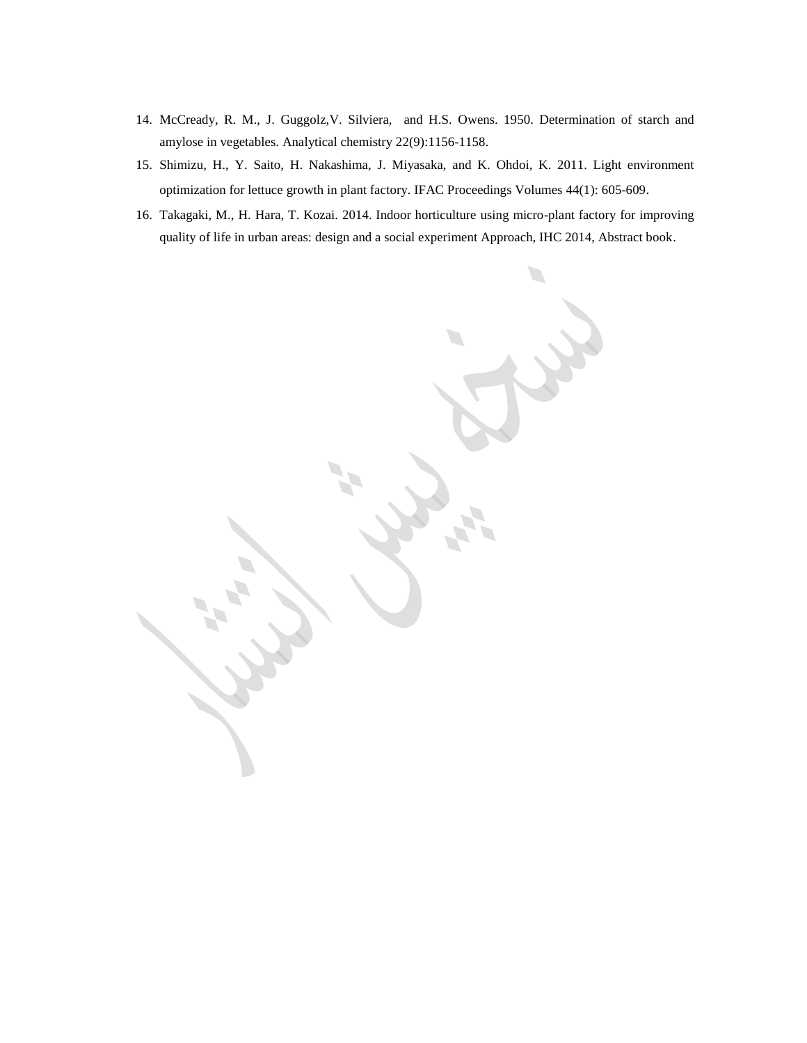14. McCready, R. M., J. Guggolz,V. Silviera,  and H.S. Owens. 1950. Determination of starch and amylose in vegetables. Analytical chemistry 22(9):1156-1158.
15. Shimizu, H., Y. Saito, H. Nakashima, J. Miyasaka, and K. Ohdoi, K. 2011. Light environment optimization for lettuce growth in plant factory. IFAC Proceedings Volumes 44(1): 605-609.
16. Takagaki, M., H. Hara, T. Kozai. 2014. Indoor horticulture using micro-plant factory for improving quality of life in urban areas: design and a social experiment Approach, IHC 2014, Abstract book.